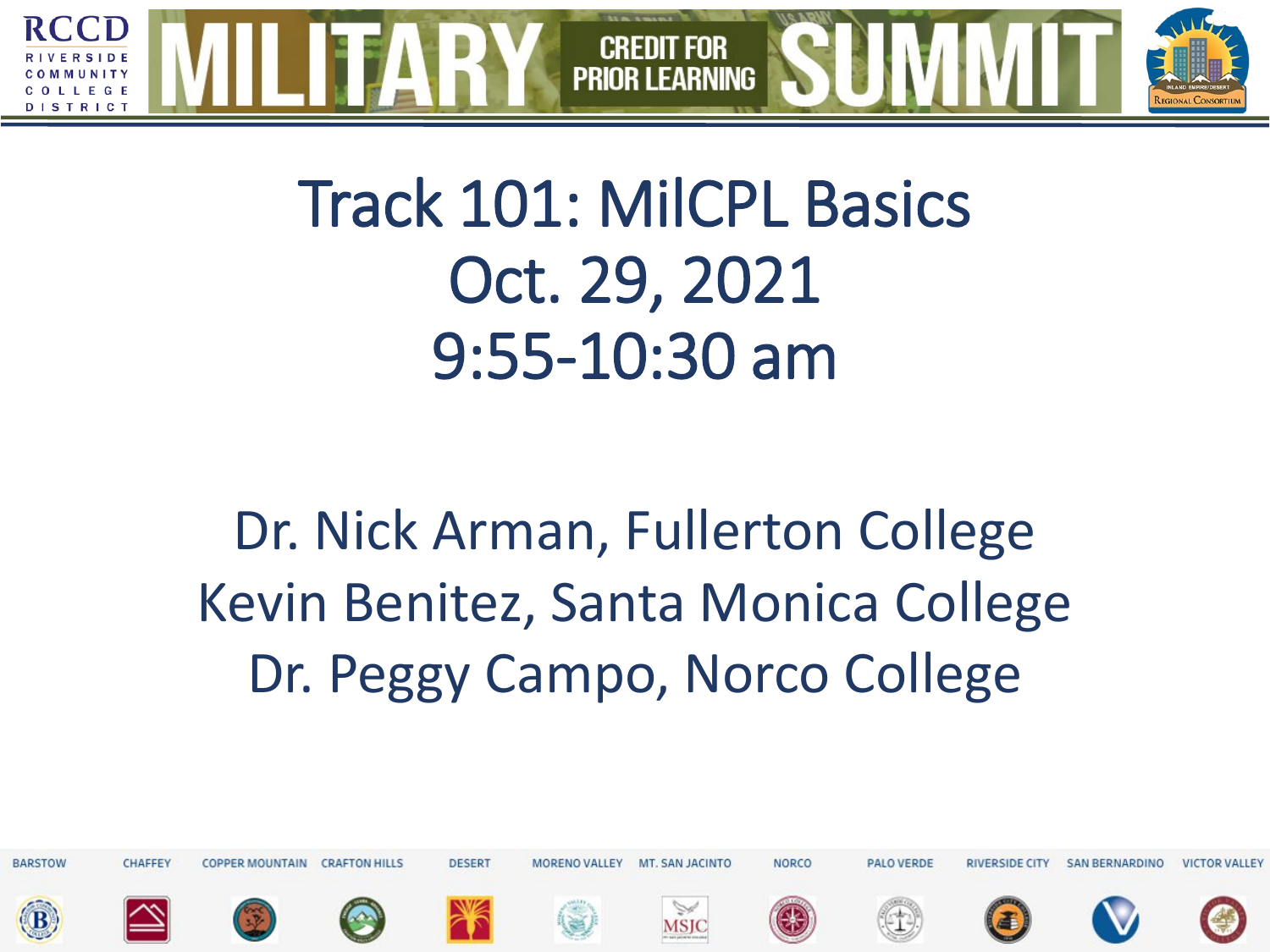RCCD RIVERSIDE COMMUNITY COLLEGE DISTRICT

# MILITARY CREDIT FOR PRIOR LEARNING SUMMIT

INLAND EMPIRE/DESERT REGIONAL CONSORTIUM

# Track 101: MilCPL Basics
# Oct. 29, 2021
# 9:55-10:30 am

Dr. Nick Arman, Fullerton College
Kevin Benitez, Santa Monica College
Dr. Peggy Campo, Norco College

BARSTOW | CHAFFEY | COPPER MOUNTAIN | CRAFTON HILLS | DESERT | MORENO VALLEY | MT. SAN JACINTO | NORCO | PALO VERDE | RIVERSIDE CITY | SAN BERNARDINO | VICTOR VALLEY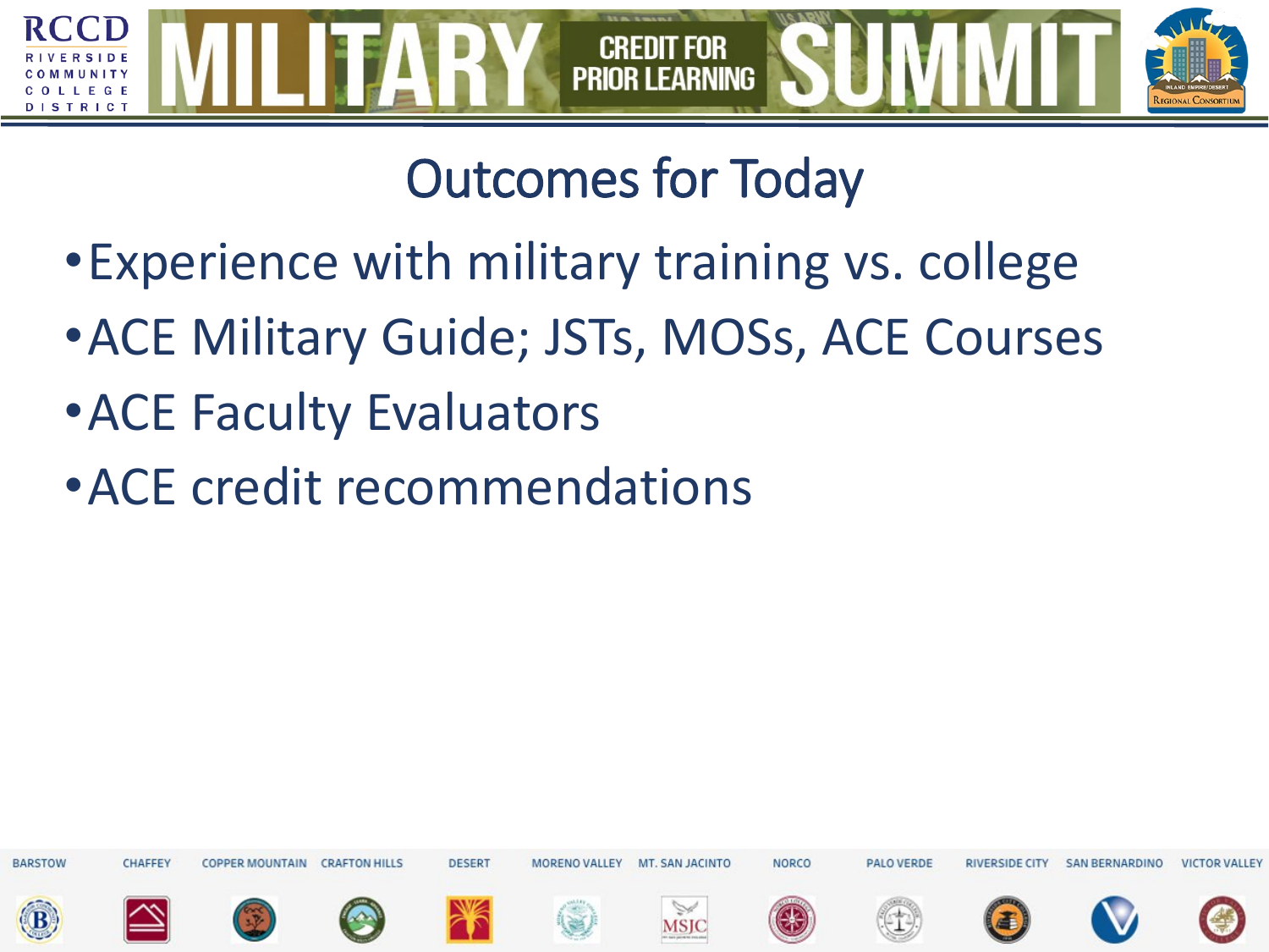# Outcomes for Today

- Experience with military training vs. college
- ACE Military Guide; JSTs, MOSs, ACE Courses
- ACE Faculty Evaluators
- ACE credit recommendations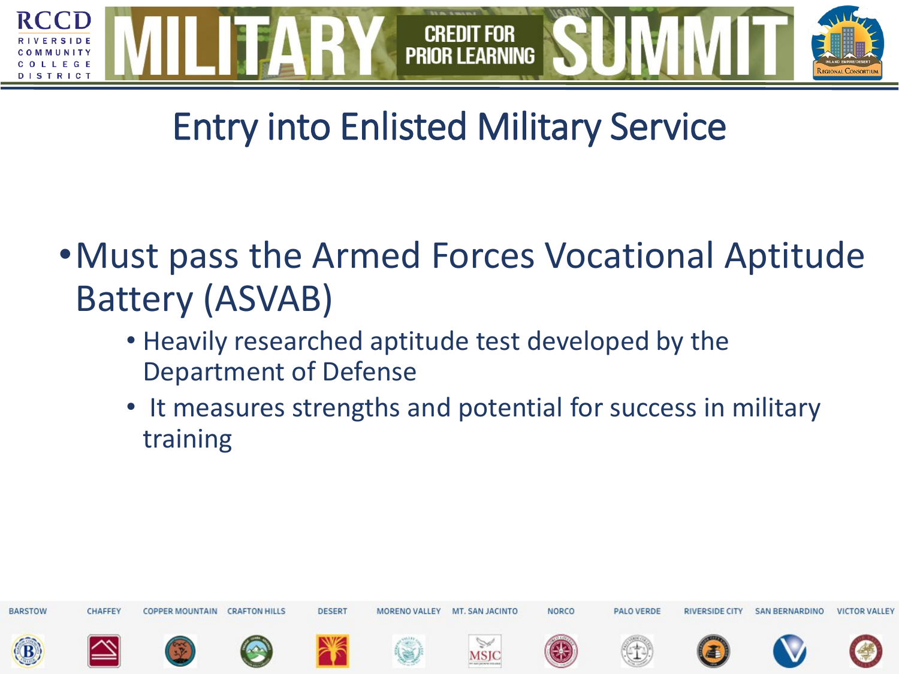# Entry into Enlisted Military Service

- Must pass the Armed Forces Vocational Aptitude Battery (ASVAB)
  - Heavily researched aptitude test developed by the Department of Defense
  - It measures strengths and potential for success in military training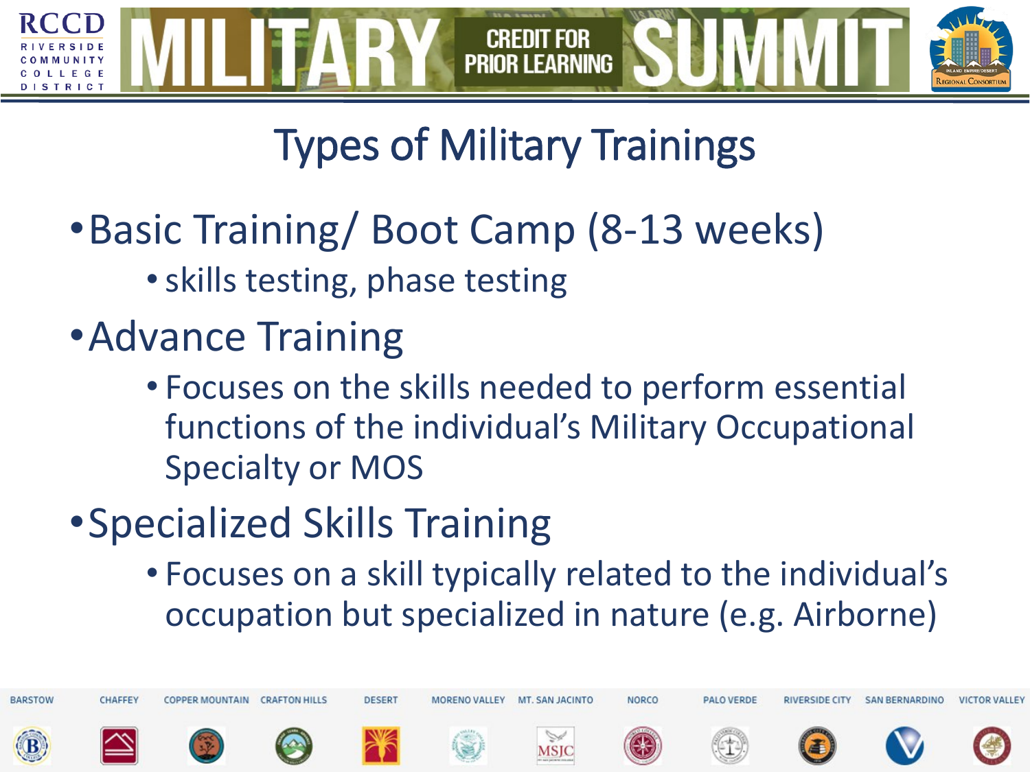# Types of Military Trainings

- Basic Training/ Boot Camp (8-13 weeks)
  - skills testing, phase testing
- Advance Training
  - Focuses on the skills needed to perform essential functions of the individual's Military Occupational Specialty or MOS
- Specialized Skills Training
  - Focuses on a skill typically related to the individual's occupation but specialized in nature (e.g. Airborne)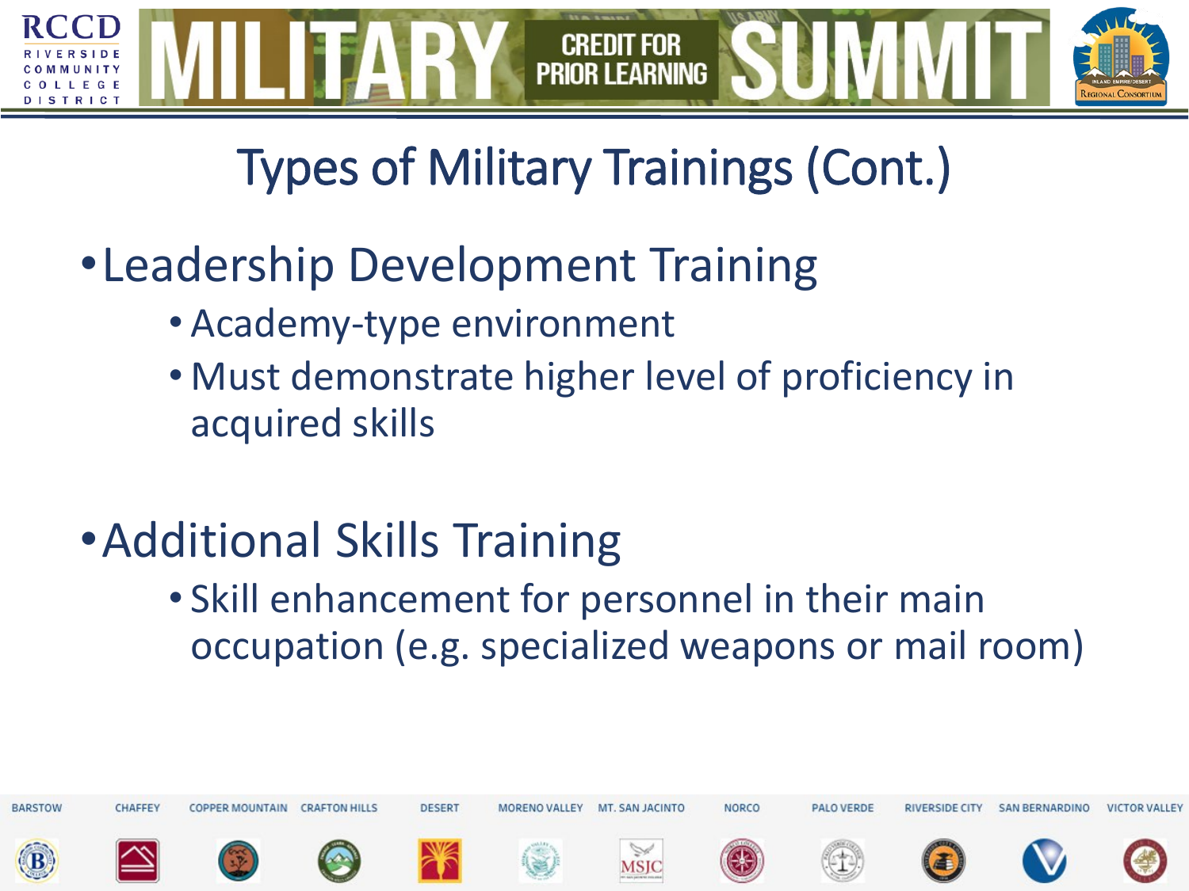# Types of Military Trainings (Cont.)

- Leadership Development Training
  - Academy-type environment
  - Must demonstrate higher level of proficiency in acquired skills

- Additional Skills Training
  - Skill enhancement for personnel in their main occupation (e.g. specialized weapons or mail room)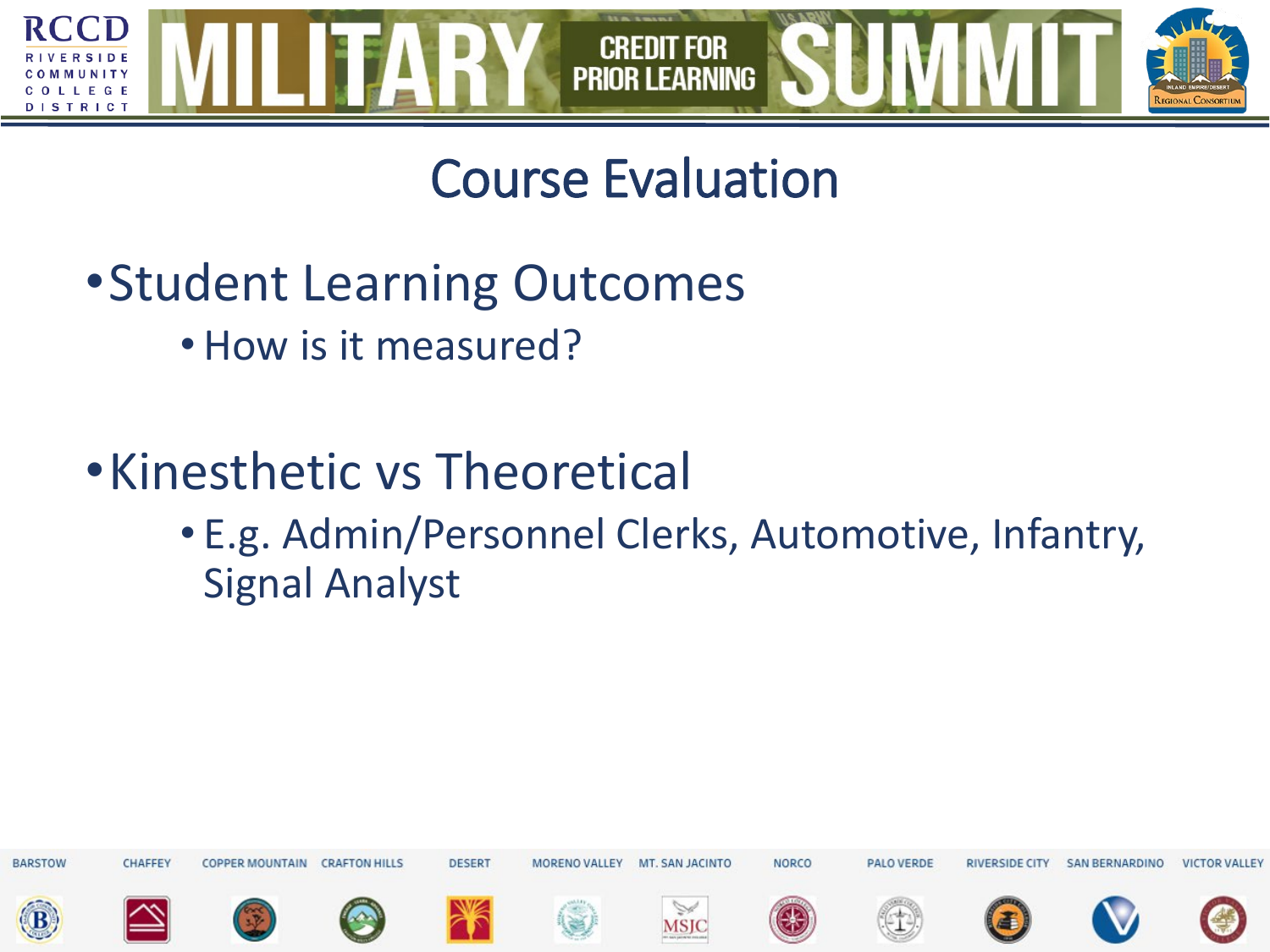# Course Evaluation

- Student Learning Outcomes
  - How is it measured?
- Kinesthetic vs Theoretical
  - E.g. Admin/Personnel Clerks, Automotive, Infantry, Signal Analyst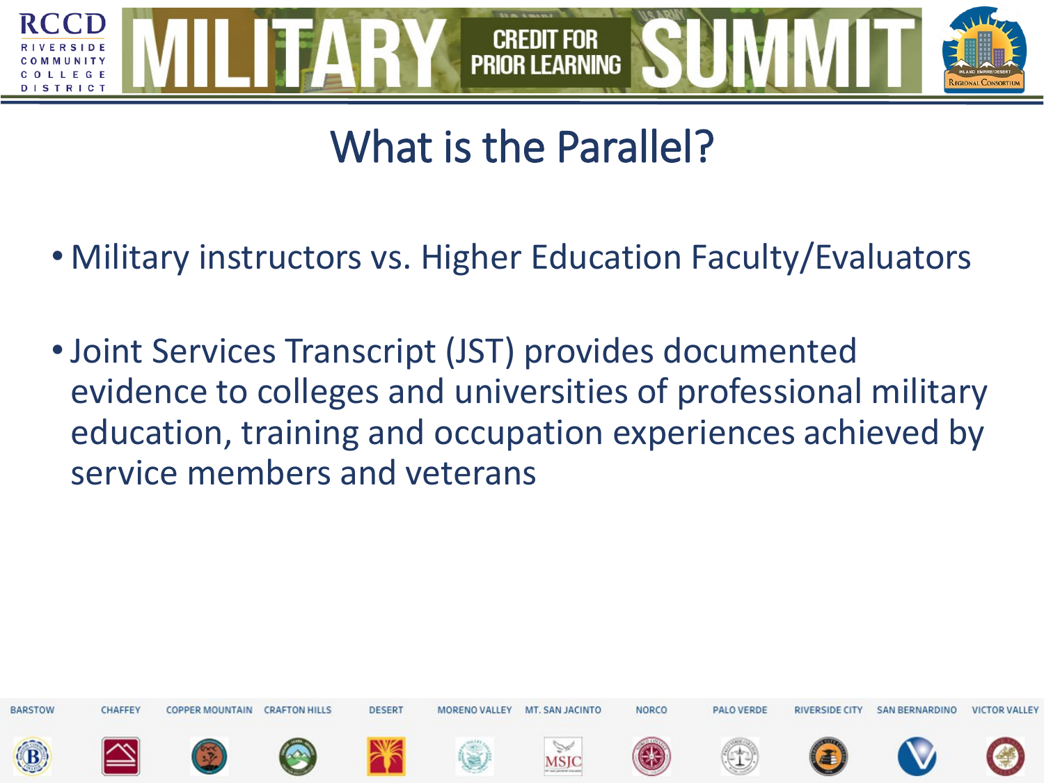# What is the Parallel?

- Military instructors vs. Higher Education Faculty/Evaluators
- Joint Services Transcript (JST) provides documented evidence to colleges and universities of professional military education, training and occupation experiences achieved by service members and veterans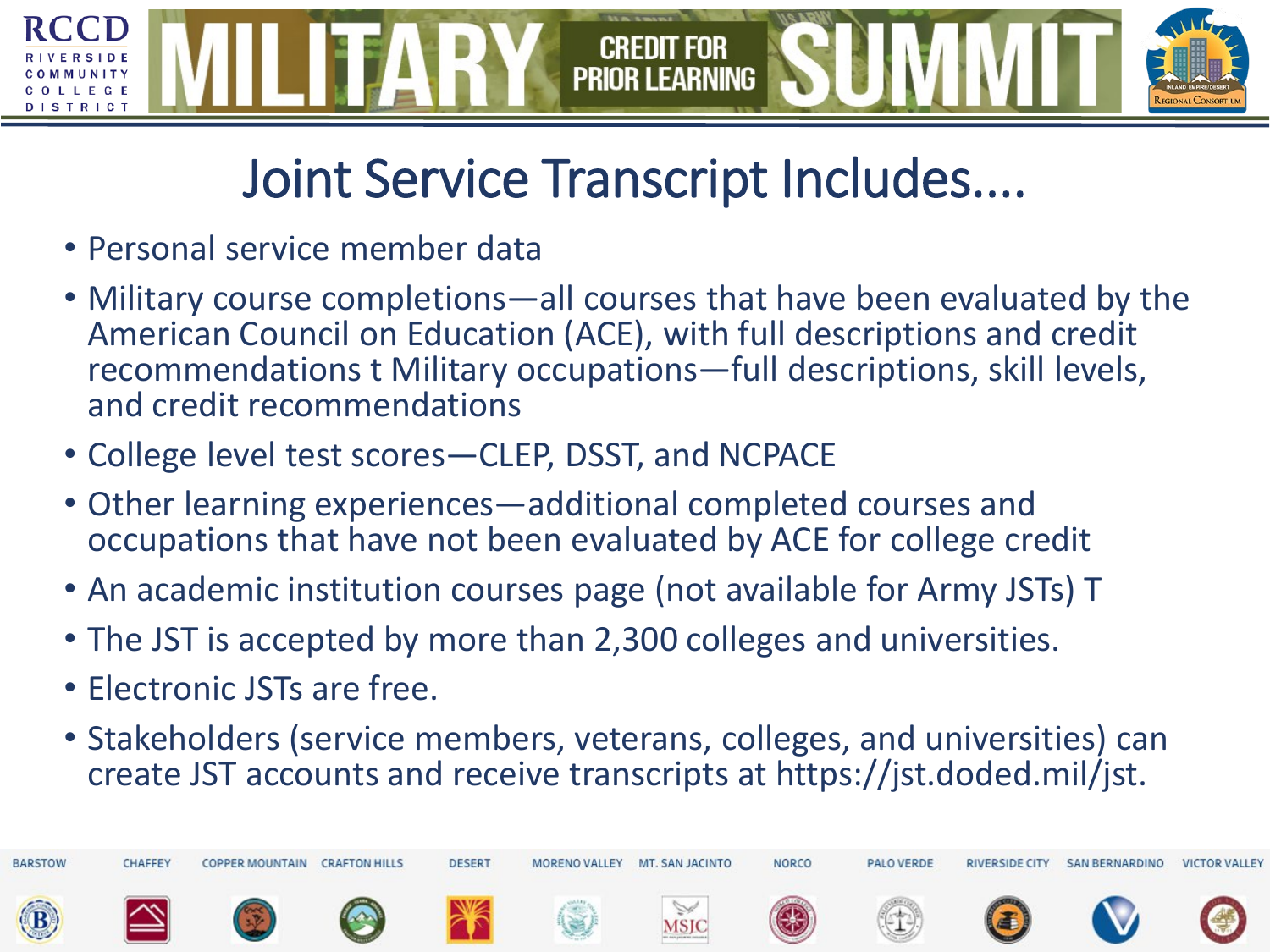# Joint Service Transcript Includes....

- Personal service member data
- Military course completions—all courses that have been evaluated by the American Council on Education (ACE), with full descriptions and credit recommendations t Military occupations—full descriptions, skill levels, and credit recommendations
- College level test scores—CLEP, DSST, and NCPACE
- Other learning experiences—additional completed courses and occupations that have not been evaluated by ACE for college credit
- An academic institution courses page (not available for Army JSTs) T
- The JST is accepted by more than 2,300 colleges and universities.
- Electronic JSTs are free.
- Stakeholders (service members, veterans, colleges, and universities) can create JST accounts and receive transcripts at https://jst.doded.mil/jst.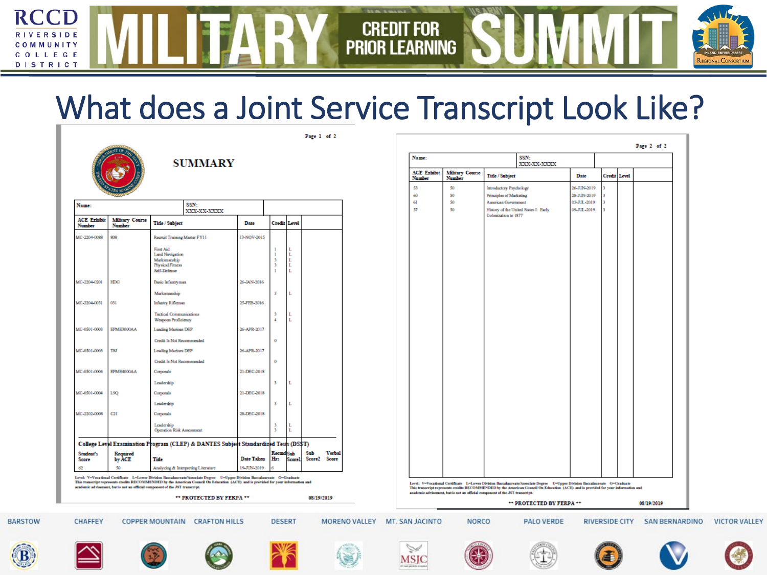# What does a Joint Service Transcript Look Like?

Page 1 of 2

## SUMMARY

| Name: | | SSN: XXX-XX-XXXX | | | |
|---|---|---|---|---|---|
| ACE Exhibit Number | Military Course Number | Title / Subject | Date | Credit | Level |
| MC-2204-0088 | 808 | Recruit Training Master FY11 | 13-NOV-2015 | | |
| | | First Aid | | 1 | L |
| | | Land Navigation | | 1 | L |
| | | Marksmanship | | 3 | L |
| | | Physical Fitness | | 3 | L |
| | | Self-Defense | | 1 | L |
| MC-2204-0201 | HDG | Basic Infantryman | 26-JAN-2016 | | |
| | | Marksmanship | | 3 | L |
| MC-2204-0051 | 031 | Infantry Rifleman | 25-FEB-2016 | | |
| | | Tactical Communications | | 3 | L |
| | | Weapons Proficiency | | 4 | L |
| MC-0501-0003 | EPME3000AA | Leading Marines DEP | 26-APR-2017 | | |
| | | Credit Is Not Recommended | | 0 | |
| MC-0501-0003 | T8J | Leading Marines DEP | 26-APR-2017 | | |
| | | Credit Is Not Recommended | | 0 | |
| MC-0501-0004 | EPME4000AA | Corporals | 21-DEC-2018 | | |
| | | Leadership | | 3 | L |
| MC-0501-0004 | L9Q | Corporals | 21-DEC-2018 | | |
| | | Leadership | | 3 | L |
| MC-2202-0008 | C21 | Corporals | 28-DEC-2018 | | |
| | | Leadership | | 3 | L |
| | | Operation Risk Assessment | | 3 | L |

### College Level Examination Program (CLEP) & DANTES Subject Standardized Tests (DSST)

| Student's Score | Required by ACE | Title | Date Taken | Recmd Hrs | Sub Score1 | Sub Score2 | Verbal Score |
|---|---|---|---|---|---|---|---|
| 62 | 50 | Analyzing & Interpreting Literature | 19-JUN-2019 | 6 | | | |

Level: V=Vocational Certificate L=Lower Division Baccalaureate/Associate Degree U=Upper Division Baccalaureate G=Graduate
This transcript represents credits RECOMMENDED by the American Council On Education (ACE) and is provided for your information and academic advisement, but is not an official component of the JST transcript.

** PROTECTED BY FERPA ** 08/19/2019

Page 2 of 2

| Name: | | SSN: XXX-XX-XXXX | | | |
|---|---|---|---|---|---|
| ACE Exhibit Number | Military Course Number | Title / Subject | Date | Credit | Level |
| 53 | 50 | Introductory Psychology | 26-JUN-2019 | 3 | |
| 60 | 50 | Principles of Marketing | 28-JUN-2019 | 3 | |
| 61 | 50 | American Government | 03-JUL-2019 | 3 | |
| 57 | 50 | History of the United States I: Early Colonization to 1877 | 09-JUL-2019 | 3 | |

Level: V=Vocational Certificate L=Lower Division Baccalaureate/Associate Degree U=Upper Division Baccalaureate G=Graduate
This transcript represents credits RECOMMENDED by the American Council On Education (ACE) and is provided for your information and academic advisement, but is not an official component of the JST transcript.

** PROTECTED BY FERPA ** 08/19/2019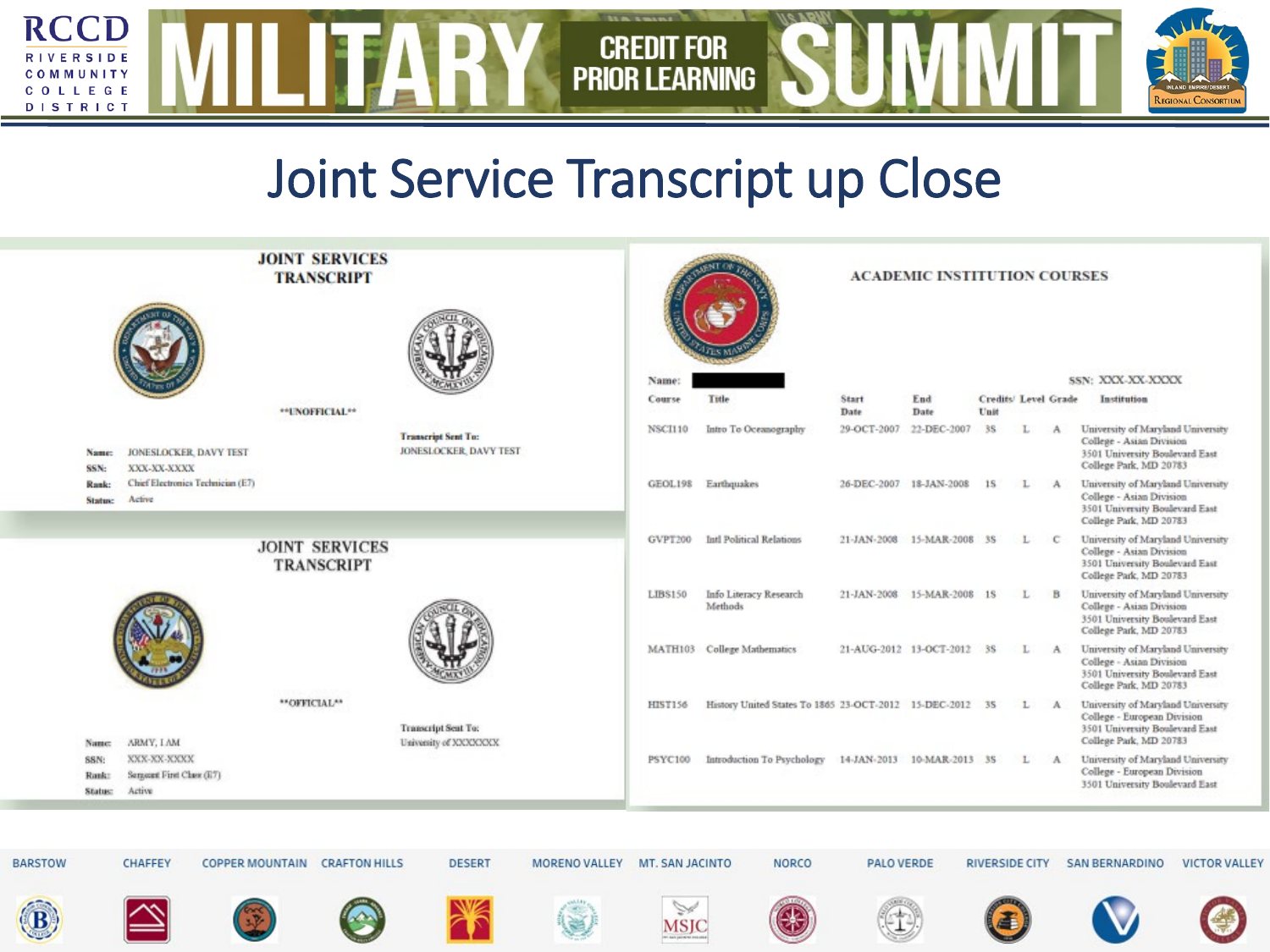# Joint Service Transcript up Close

## JOINT SERVICES TRANSCRIPT

**UNOFFICIAL**

Transcript Sent To: JONESLOCKER, DAVY TEST

**Name:** JONESLOCKER, DAVY TEST
**SSN:** XXX-XX-XXXX
**Rank:** Chief Electronics Technician (E7)
**Status:** Active

## JOINT SERVICES TRANSCRIPT

**OFFICIAL**

Transcript Sent To: University of XXXXXXX

**Name:** ARMY, I AM
**SSN:** XXX-XX-XXXX
**Rank:** Sergeant First Class (E7)
**Status:** Active

## ACADEMIC INSTITUTION COURSES

**Name:** ██████ **SSN:** XXX-XX-XXXX

| Course | Title | Start Date | End Date | Credits/Unit | Level | Grade | Institution |
|---|---|---|---|---|---|---|---|
| NSCI110 | Intro To Oceanography | 29-OCT-2007 | 22-DEC-2007 | 3S | L | A | University of Maryland University College - Asian Division 3501 University Boulevard East College Park, MD 20783 |
| GEOL198 | Earthquakes | 26-DEC-2007 | 18-JAN-2008 | 1S | L | A | University of Maryland University College - Asian Division 3501 University Boulevard East College Park, MD 20783 |
| GVPT200 | Intl Political Relations | 21-JAN-2008 | 15-MAR-2008 | 3S | L | C | University of Maryland University College - Asian Division 3501 University Boulevard East College Park, MD 20783 |
| LIBS150 | Info Literacy Research Methods | 21-JAN-2008 | 15-MAR-2008 | 1S | L | B | University of Maryland University College - Asian Division 3501 University Boulevard East College Park, MD 20783 |
| MATH103 | College Mathematics | 21-AUG-2012 | 13-OCT-2012 | 3S | L | A | University of Maryland University College - Asian Division 3501 University Boulevard East College Park, MD 20783 |
| HIST156 | History United States To 1865 | 23-OCT-2012 | 15-DEC-2012 | 3S | L | A | University of Maryland University College - European Division 3501 University Boulevard East College Park, MD 20783 |
| PSYC100 | Introduction To Psychology | 14-JAN-2013 | 10-MAR-2013 | 3S | L | A | University of Maryland University College - European Division 3501 University Boulevard East |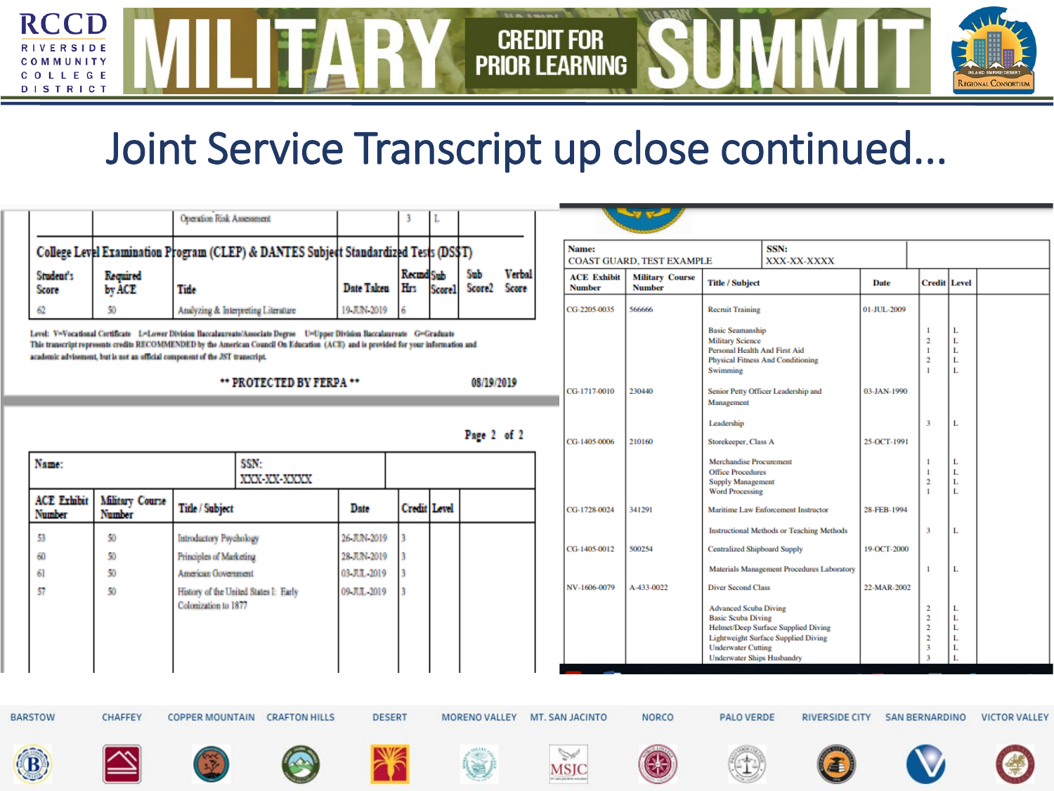# Joint Service Transcript up close continued…

| | | Operation Risk Assessment | | 3 | L | |
|---|---|---|---|---|---|---|

**College Level Examination Program (CLEP) & DANTES Subject Standardized Tests (DSST)**

| Student's Score | Required by ACE | Title | Date Taken | Recmd Hrs | Sub Score1 | Sub Score2 | Verbal Score |
|---|---|---|---|---|---|---|---|
| 62 | 50 | Analyzing & Interpreting Literature | 19-JUN-2019 | 6 | | | |

Level: V=Vocational Certificate L=Lower Division Baccalaureate/Associate Degree U=Upper Division Baccalaureate G=Graduate
This transcript represents credits RECOMMENDED by the American Council On Education (ACE) and is provided for your information and academic advisement, but is not an official component of the JST transcript.

** PROTECTED BY FERPA ** 08/19/2019

Page 2 of 2

| Name: | | SSN: XXX-XX-XXXX | | | |
|---|---|---|---|---|---|
| **ACE Exhibit Number** | **Military Course Number** | **Title / Subject** | **Date** | **Credit** | **Level** |
| 53 | 50 | Introductory Psychology | 26-JUN-2019 | 3 | |
| 60 | 50 | Principles of Marketing | 28-JUN-2019 | 3 | |
| 61 | 50 | American Government | 03-JUL-2019 | 3 | |
| 57 | 50 | History of the United States I: Early Colonization to 1877 | 09-JUL-2019 | 3 | |

| Name: COAST GUARD, TEST EXAMPLE | | SSN: XXX-XX-XXXX | | | |
|---|---|---|---|---|---|
| **ACE Exhibit Number** | **Military Course Number** | **Title / Subject** | **Date** | **Credit** | **Level** |
| CG-2205-0035 | 566666 | Recruit Training | 01-JUL-2009 | | |
| | | Basic Seamanship | | 1 | L |
| | | Military Science | | 2 | L |
| | | Personal Health And First Aid | | 1 | L |
| | | Physical Fitness And Conditioning | | 2 | L |
| | | Swimming | | 1 | L |
| CG-1717-0010 | 230440 | Senior Petty Officer Leadership and Management | 03-JAN-1990 | | |
| | | Leadership | | 3 | L |
| CG-1405-0006 | 210160 | Storekeeper, Class A | 25-OCT-1991 | | |
| | | Merchandise Procurement | | 1 | L |
| | | Office Procedures | | 1 | L |
| | | Supply Management | | 2 | L |
| | | Word Processing | | 1 | L |
| CG-1728-0024 | 341291 | Maritime Law Enforcement Instructor | 28-FEB-1994 | | |
| | | Instructional Methods or Teaching Methods | | 3 | L |
| CG-1405-0012 | 500254 | Centralized Shipboard Supply | 19-OCT-2000 | | |
| | | Materials Management Procedures Laboratory | | 1 | L |
| NV-1606-0079 | A-433-0022 | Diver Second Class | 22-MAR-2002 | | |
| | | Advanced Scuba Diving | | 2 | L |
| | | Basic Scuba Diving | | 2 | L |
| | | Helmet/Deep Surface Supplied Diving | | 2 | L |
| | | Lightweight Surface Supplied Diving | | 2 | L |
| | | Underwater Cutting | | 3 | L |
| | | Underwater Ships Husbandry | | 3 | L |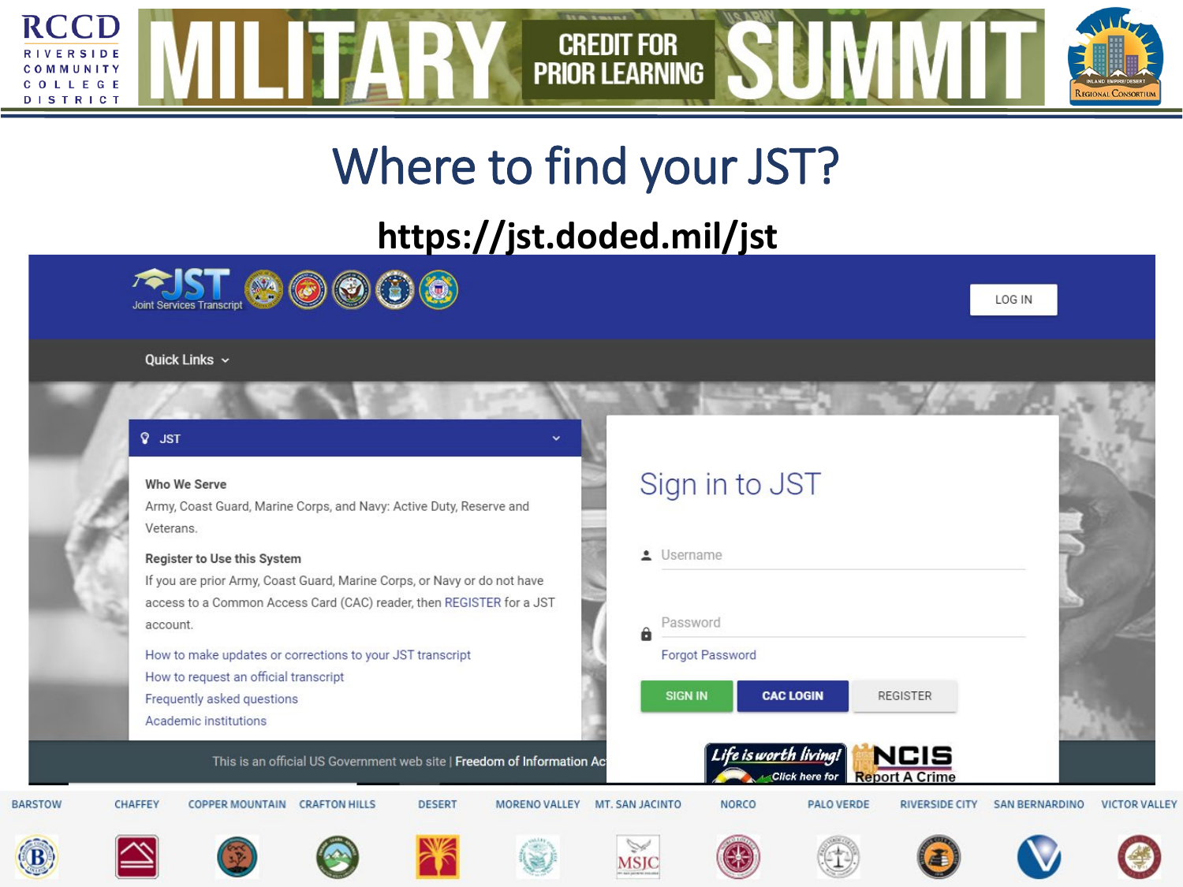# Where to find your JST?

## https://jst.doded.mil/jst

JST Joint Services Transcript

LOG IN

Quick Links

JST

**Who We Serve**

Army, Coast Guard, Marine Corps, and Navy: Active Duty, Reserve and Veterans.

**Register to Use this System**

If you are prior Army, Coast Guard, Marine Corps, or Navy or do not have access to a Common Access Card (CAC) reader, then REGISTER for a JST account.

How to make updates or corrections to your JST transcript

How to request an official transcript

Frequently asked questions

Academic institutions

Sign in to JST

Username

Password

Forgot Password

SIGN IN | CAC LOGIN | REGISTER

This is an official US Government web site | Freedom of Information Ac

Life is worth living! Click here for

NCIS Report A Crime

BARSTOW | CHAFFEY | COPPER MOUNTAIN | CRAFTON HILLS | DESERT | MORENO VALLEY | MT. SAN JACINTO | NORCO | PALO VERDE | RIVERSIDE CITY | SAN BERNARDINO | VICTOR VALLEY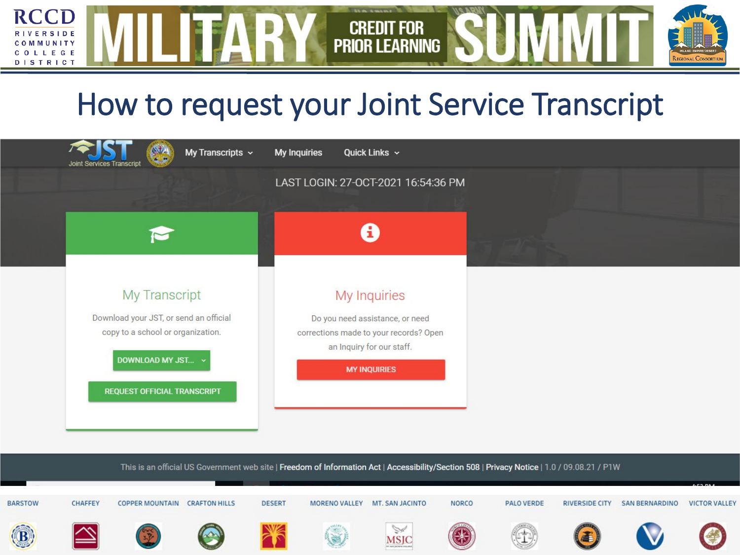# How to request your Joint Service Transcript

JST Joint Services Transcript

My Transcripts | My Inquiries | Quick Links

LAST LOGIN: 27-OCT-2021 16:54:36 PM

## My Transcript

Download your JST, or send an official copy to a school or organization.

DOWNLOAD MY JST...

REQUEST OFFICIAL TRANSCRIPT

## My Inquiries

Do you need assistance, or need corrections made to your records? Open an Inquiry for our staff.

MY INQUIRIES

This is an official US Government web site | Freedom of Information Act | Accessibility/Section 508 | Privacy Notice | 1.0 / 09.08.21 / P1W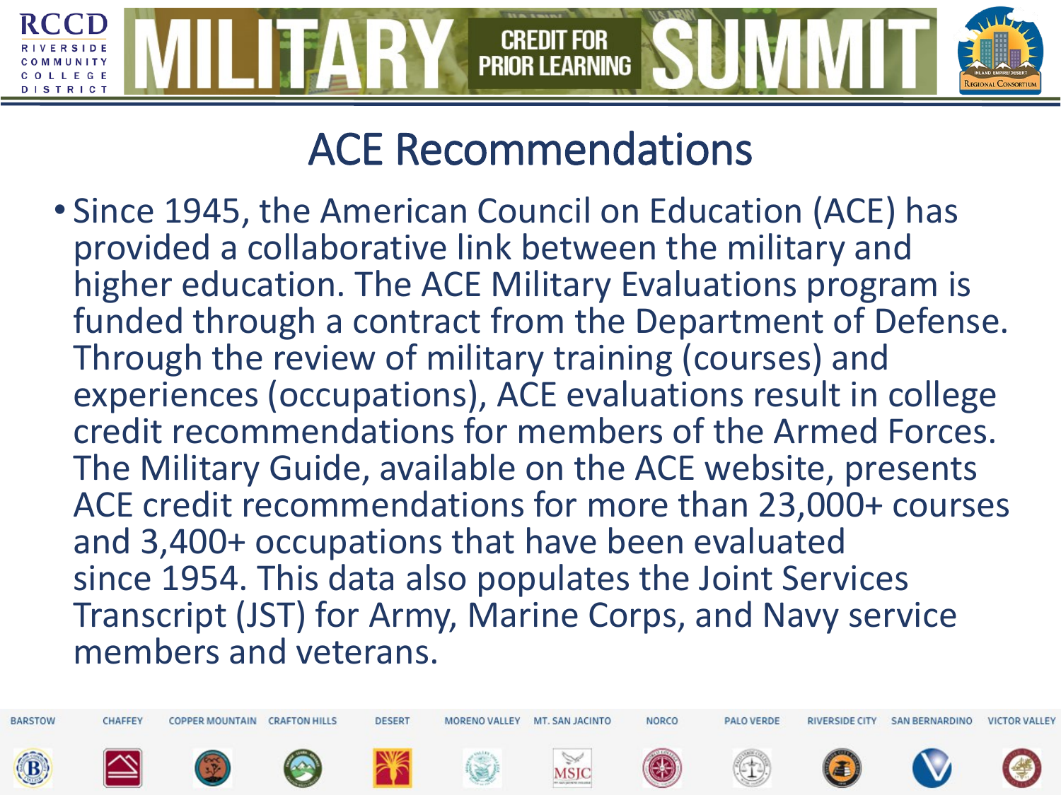# ACE Recommendations

- Since 1945, the American Council on Education (ACE) has provided a collaborative link between the military and higher education. The ACE Military Evaluations program is funded through a contract from the Department of Defense. Through the review of military training (courses) and experiences (occupations), ACE evaluations result in college credit recommendations for members of the Armed Forces. The Military Guide, available on the ACE website, presents ACE credit recommendations for more than 23,000+ courses and 3,400+ occupations that have been evaluated since 1954. This data also populates the Joint Services Transcript (JST) for Army, Marine Corps, and Navy service members and veterans.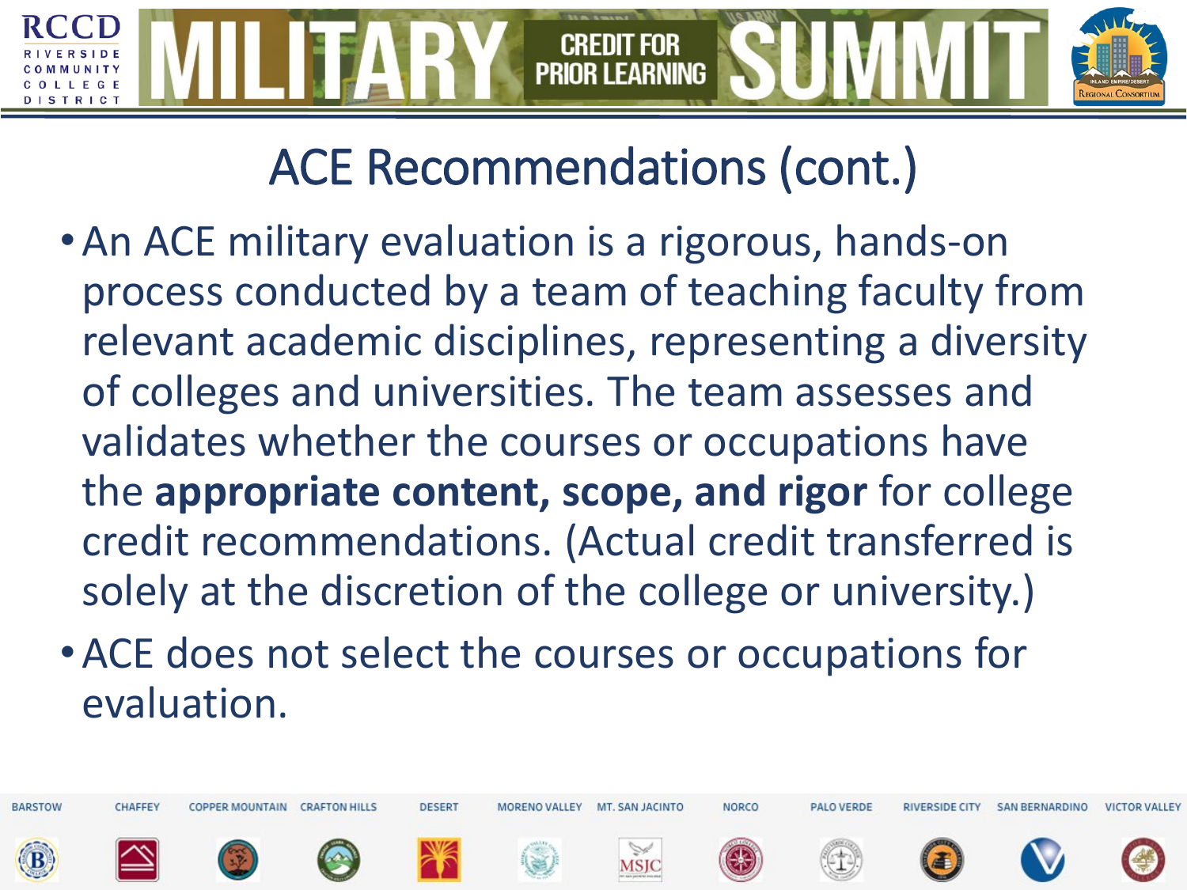# ACE Recommendations (cont.)

- An ACE military evaluation is a rigorous, hands-on process conducted by a team of teaching faculty from relevant academic disciplines, representing a diversity of colleges and universities. The team assesses and validates whether the courses or occupations have the **appropriate content, scope, and rigor** for college credit recommendations. (Actual credit transferred is solely at the discretion of the college or university.)
- ACE does not select the courses or occupations for evaluation.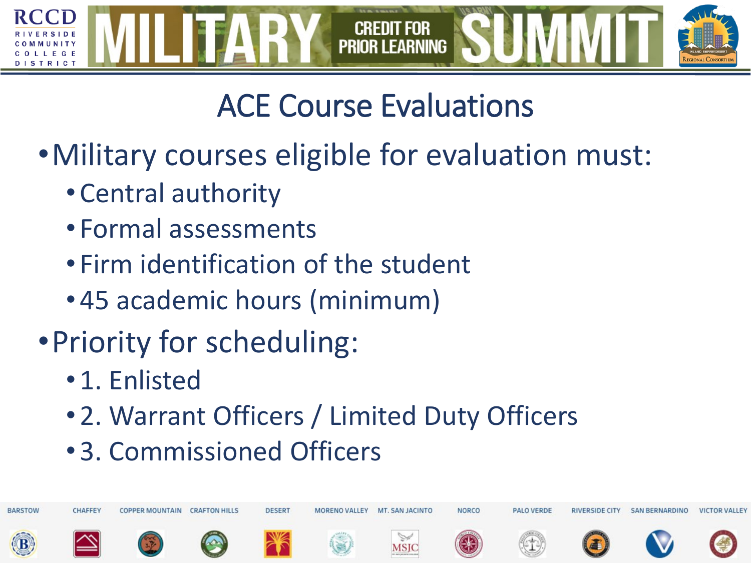# ACE Course Evaluations

- Military courses eligible for evaluation must:
  - Central authority
  - Formal assessments
  - Firm identification of the student
  - 45 academic hours (minimum)
- Priority for scheduling:
  - 1. Enlisted
  - 2. Warrant Officers / Limited Duty Officers
  - 3. Commissioned Officers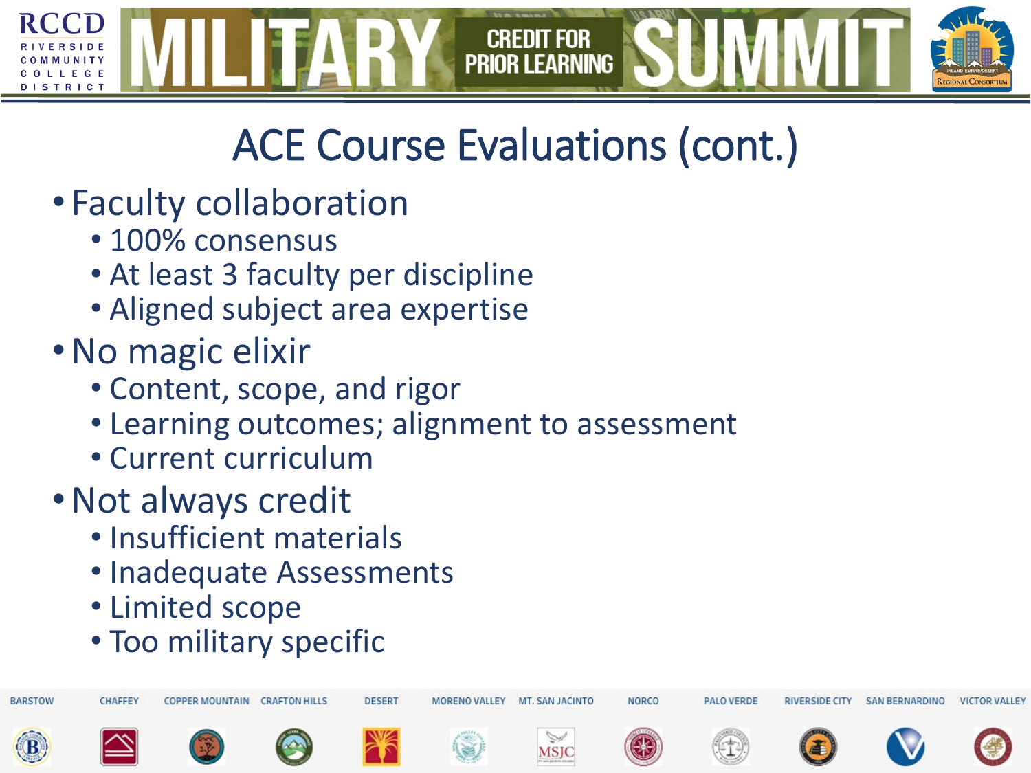# ACE Course Evaluations (cont.)

- Faculty collaboration
  - 100% consensus
  - At least 3 faculty per discipline
  - Aligned subject area expertise
- No magic elixir
  - Content, scope, and rigor
  - Learning outcomes; alignment to assessment
  - Current curriculum
- Not always credit
  - Insufficient materials
  - Inadequate Assessments
  - Limited scope
  - Too military specific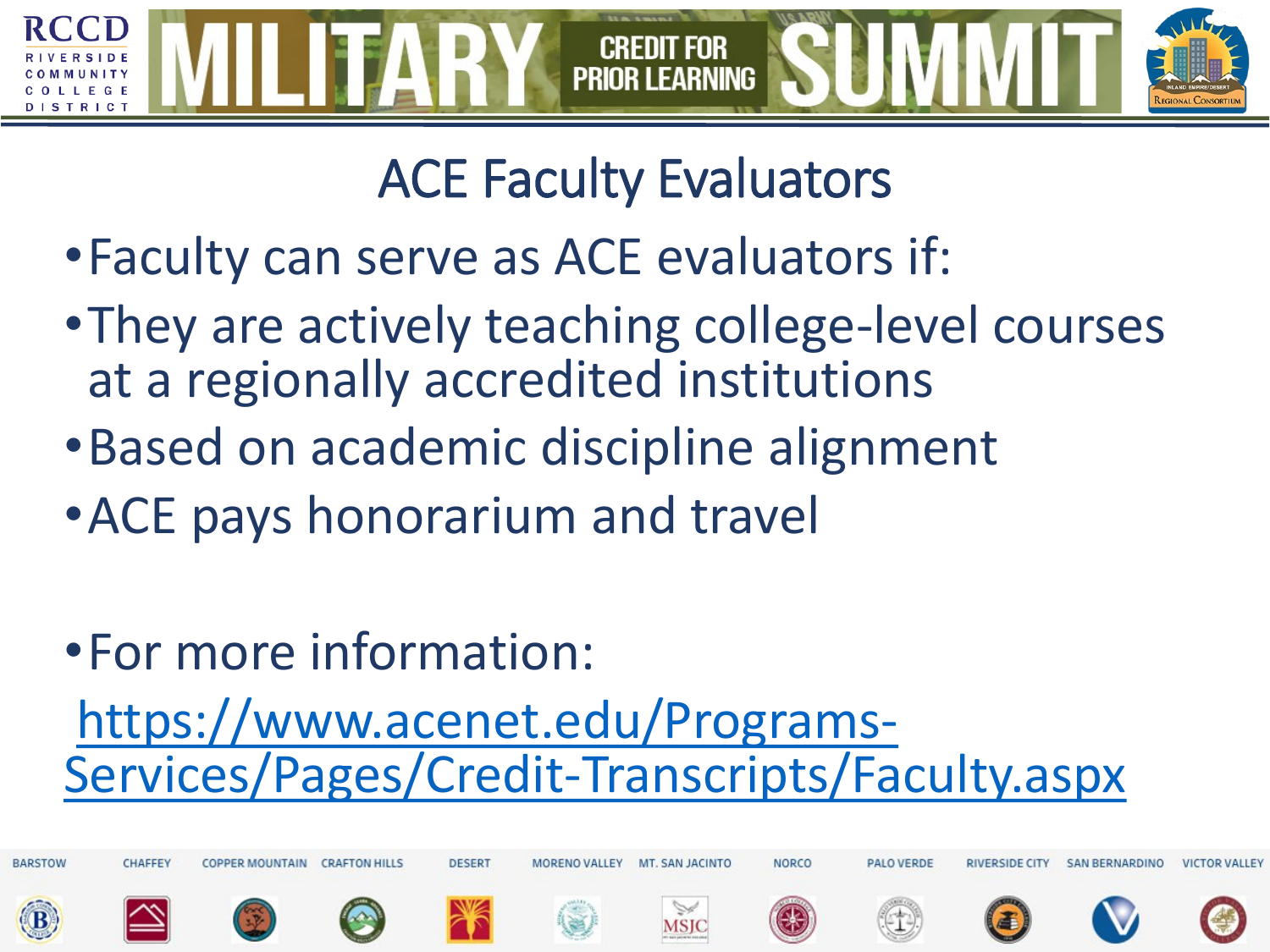# ACE Faculty Evaluators

- Faculty can serve as ACE evaluators if:
- They are actively teaching college-level courses at a regionally accredited institutions
- Based on academic discipline alignment
- ACE pays honorarium and travel

- For more information:

https://www.acenet.edu/Programs-Services/Pages/Credit-Transcripts/Faculty.aspx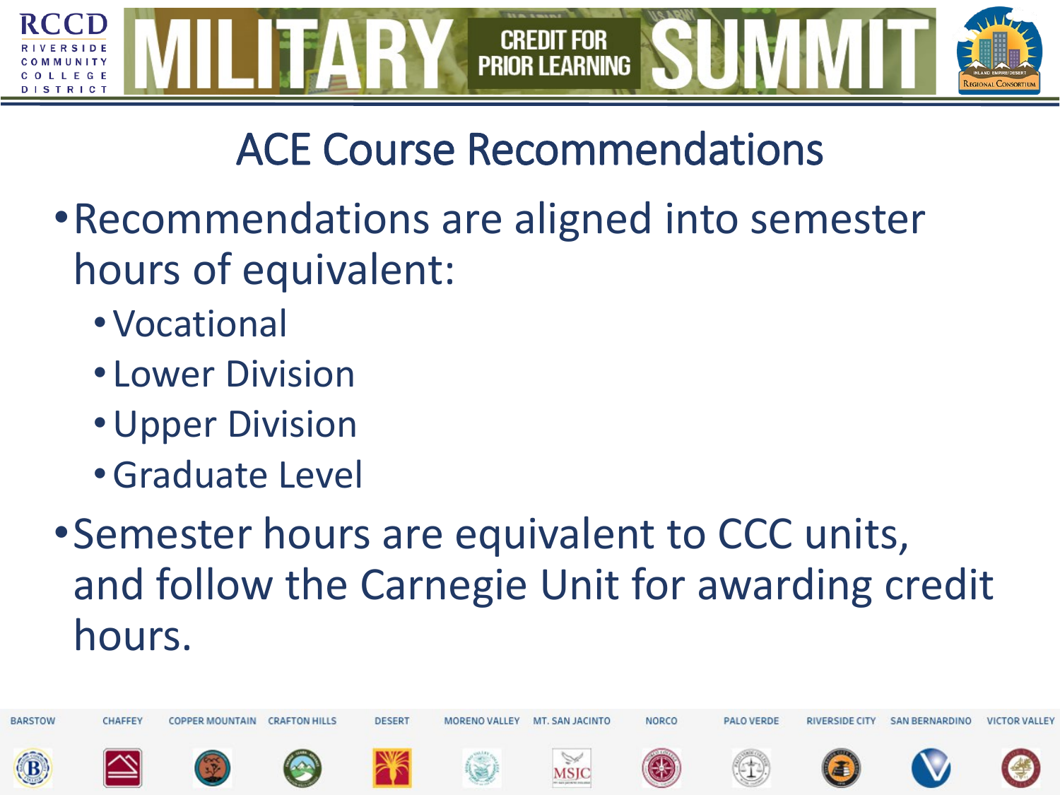# ACE Course Recommendations

- Recommendations are aligned into semester hours of equivalent:
  - Vocational
  - Lower Division
  - Upper Division
  - Graduate Level
- Semester hours are equivalent to CCC units, and follow the Carnegie Unit for awarding credit hours.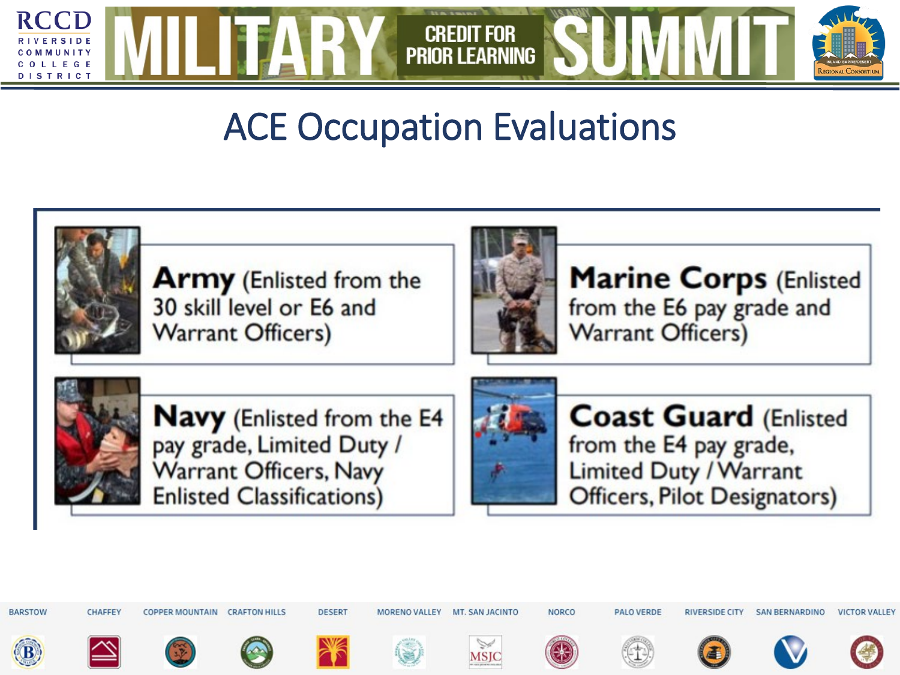# ACE Occupation Evaluations

**Army** (Enlisted from the 30 skill level or E6 and Warrant Officers)

**Marine Corps** (Enlisted from the E6 pay grade and Warrant Officers)

**Navy** (Enlisted from the E4 pay grade, Limited Duty / Warrant Officers, Navy Enlisted Classifications)

**Coast Guard** (Enlisted from the E4 pay grade, Limited Duty / Warrant Officers, Pilot Designators)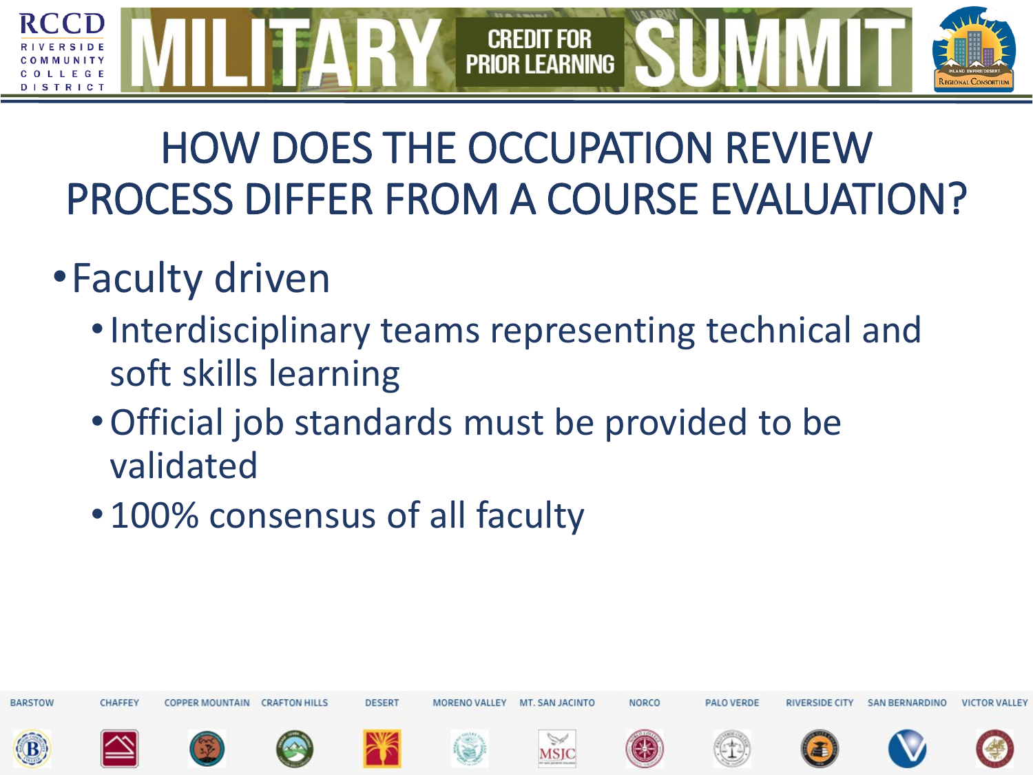# HOW DOES THE OCCUPATION REVIEW PROCESS DIFFER FROM A COURSE EVALUATION?

- Faculty driven
  - Interdisciplinary teams representing technical and soft skills learning
  - Official job standards must be provided to be validated
  - 100% consensus of all faculty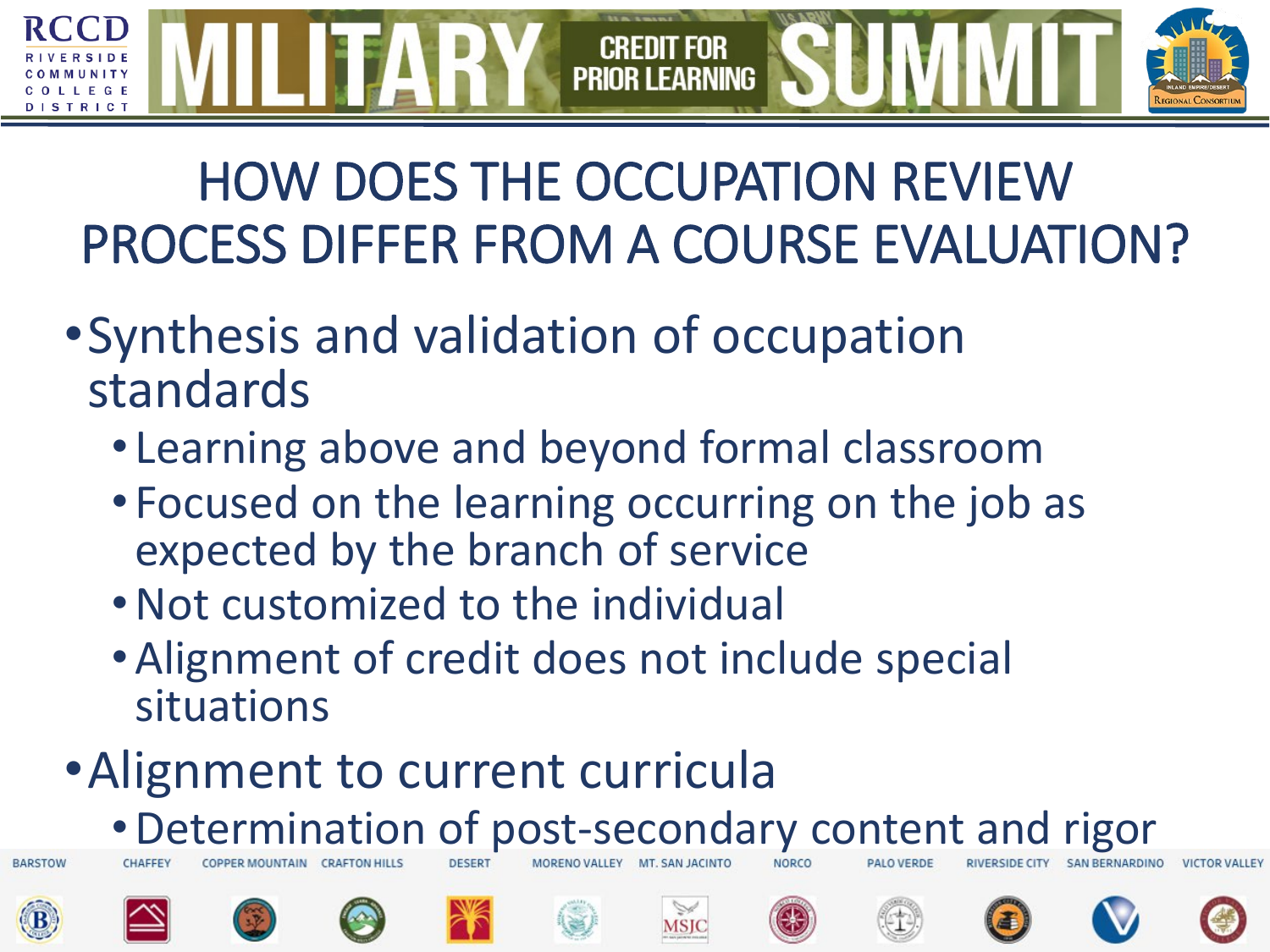# HOW DOES THE OCCUPATION REVIEW PROCESS DIFFER FROM A COURSE EVALUATION?

- Synthesis and validation of occupation standards
  - Learning above and beyond formal classroom
  - Focused on the learning occurring on the job as expected by the branch of service
  - Not customized to the individual
  - Alignment of credit does not include special situations
- Alignment to current curricula
  - Determination of post-secondary content and rigor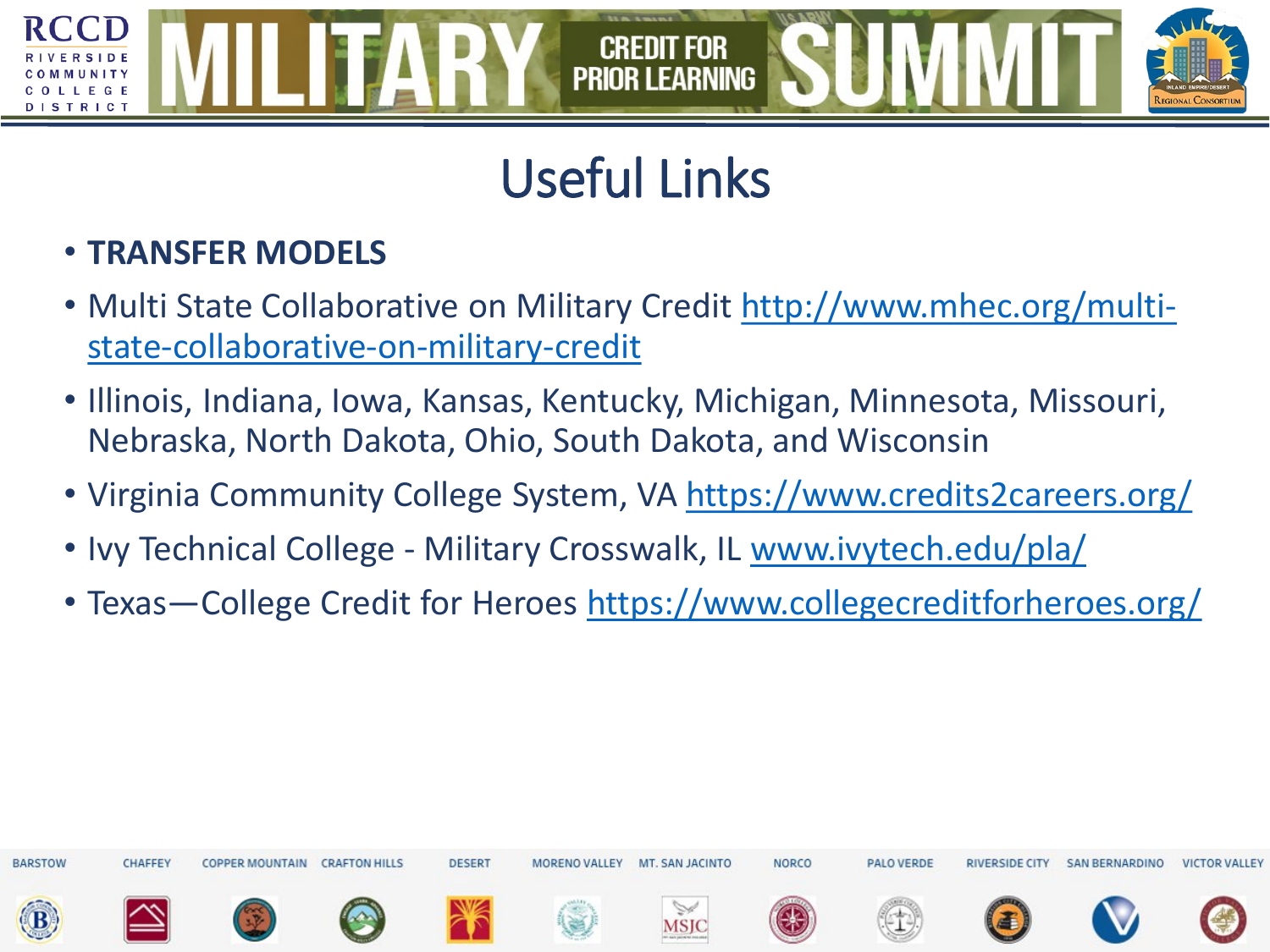# Useful Links

- **TRANSFER MODELS**
- Multi State Collaborative on Military Credit http://www.mhec.org/multi-state-collaborative-on-military-credit
- Illinois, Indiana, Iowa, Kansas, Kentucky, Michigan, Minnesota, Missouri, Nebraska, North Dakota, Ohio, South Dakota, and Wisconsin
- Virginia Community College System, VA https://www.credits2careers.org/
- Ivy Technical College - Military Crosswalk, IL www.ivytech.edu/pla/
- Texas—College Credit for Heroes https://www.collegecreditforheroes.org/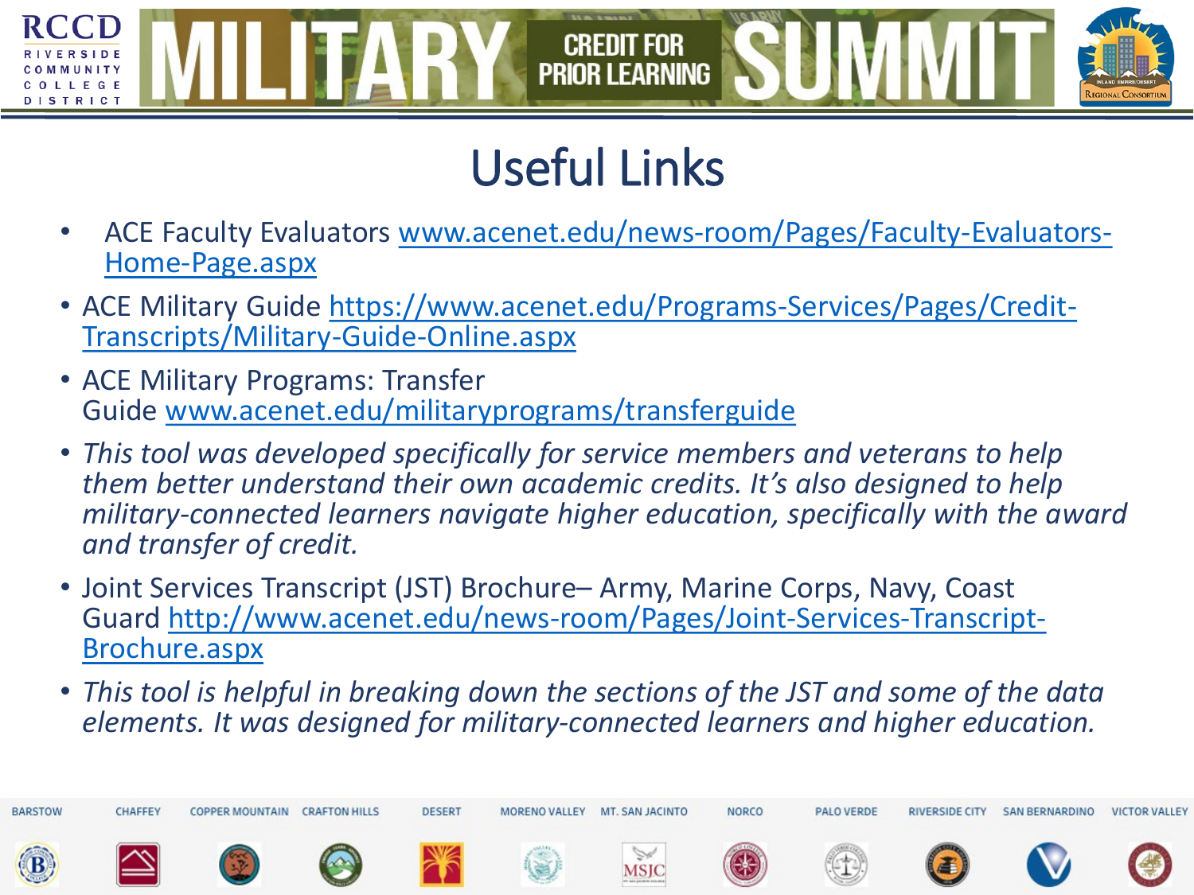# Useful Links

- ACE Faculty Evaluators www.acenet.edu/news-room/Pages/Faculty-Evaluators-Home-Page.aspx
- ACE Military Guide https://www.acenet.edu/Programs-Services/Pages/Credit-Transcripts/Military-Guide-Online.aspx
- ACE Military Programs: Transfer Guide www.acenet.edu/militaryprograms/transferguide
- *This tool was developed specifically for service members and veterans to help them better understand their own academic credits. It's also designed to help military-connected learners navigate higher education, specifically with the award and transfer of credit.*
- Joint Services Transcript (JST) Brochure– Army, Marine Corps, Navy, Coast Guard http://www.acenet.edu/news-room/Pages/Joint-Services-Transcript-Brochure.aspx
- *This tool is helpful in breaking down the sections of the JST and some of the data elements. It was designed for military-connected learners and higher education.*